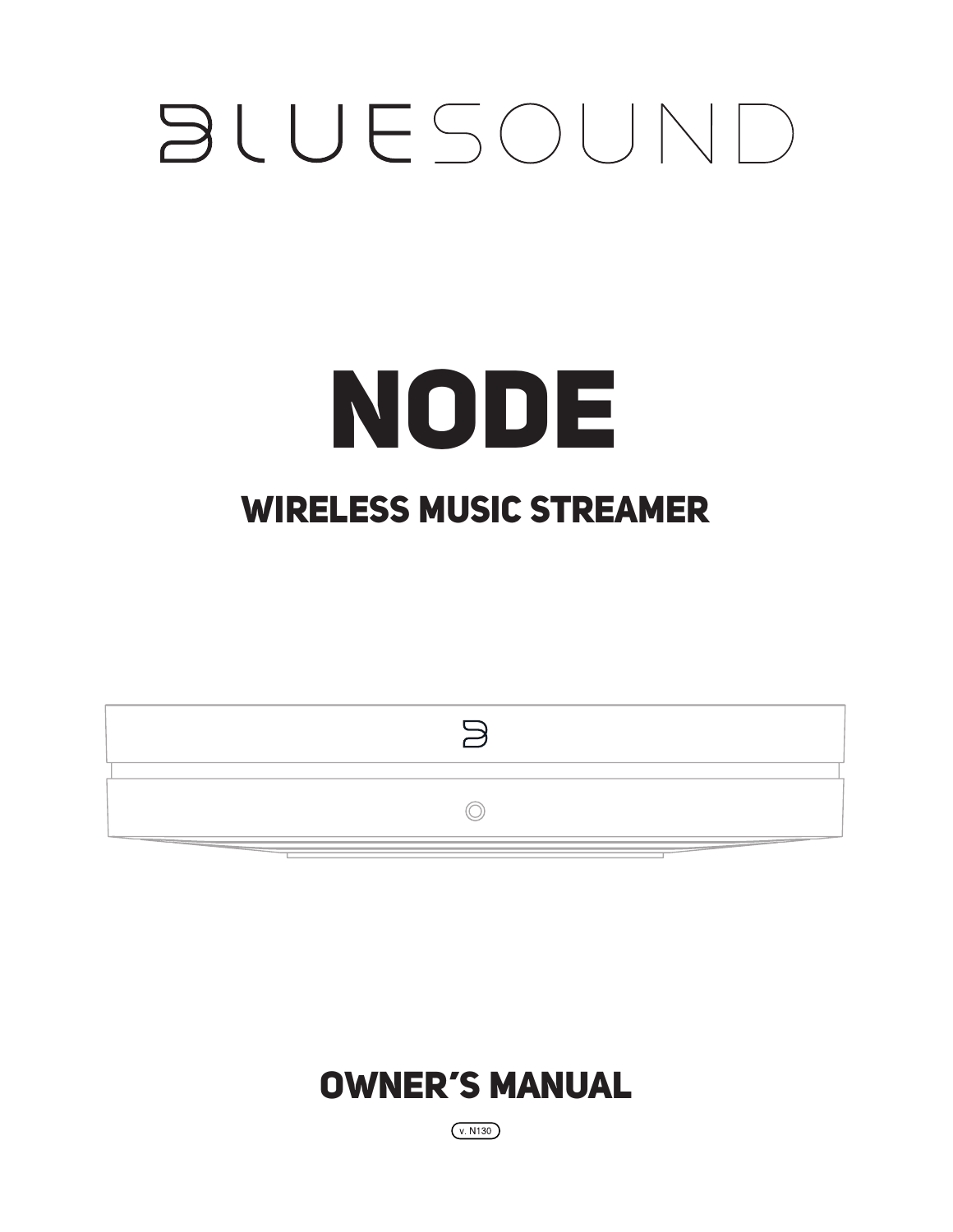# BLUESOUND

# NODE

## WIRELESS MUSIC STREAMER

## OWNER'S MANUAL

v. N130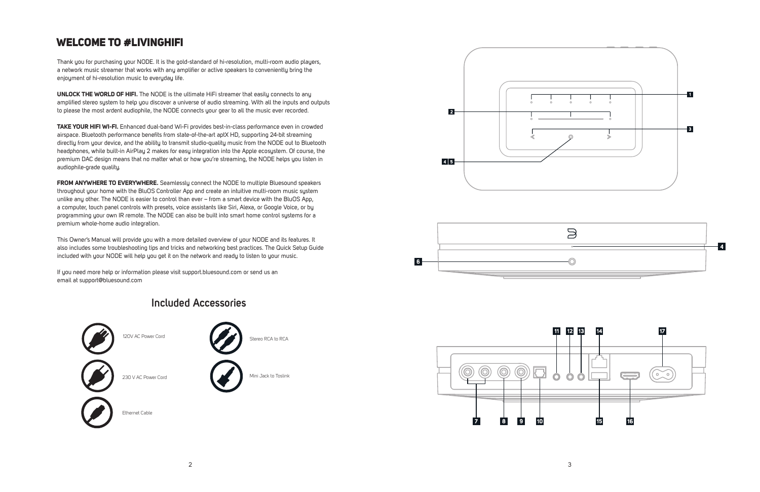# WELCOME TO #LIVINGHIFI

Thank you for purchasing your NODE. It is the gold-standard of hi-resolution, multi-room audio players, a network music streamer that works with any amplifier or active speakers to conveniently bring the enjoyment of hi-resolution music to everyday life.

**UNLOCK THE WORLD OF HIFI.** The NODE is the ultimate HiFi streamer that easily connects to any amplified stereo system to help you discover a universe of audio streaming. With all the inputs and outputs to please the most ardent audiophile, the NODE connects your gear to all the music ever recorded.

**TAKE YOUR HIFI WI-FI.** Enhanced dual-band Wi-Fi provides best-in-class performance even in crowded airspace. Bluetooth performance benefits from state-of-the-art aptX HD, supporting 24-bit streaming directly from your device, and the ability to transmit studio-quality music from the NODE out to Bluetooth headphones, while built-in AirPlay 2 makes for easy integration into the Apple ecosystem. Of course, the premium DAC design means that no matter what or how you're streaming, the NODE helps you listen in audiophile-grade quality.

**FROM ANYWHERE TO EVERYWHERE.** Seamlessly connect the NODE to multiple Bluesound speakers throughout your home with the BluOS Controller App and create an intuitive multi-room music system unlike any other. The NODE is easier to control than ever – from a smart device with the BluOS App, a computer, touch panel controls with presets, voice assistants like Siri, Alexa, or Google Voice, or by programming your own IR remote. The NODE can also be built into smart home control systems for a premium whole-home audio integration.

This Owner's Manual will provide you with a more detailed overview of your NODE and its features. It also includes some troubleshooting tips and tricks and networking best practices. The Quick Setup Guide included with your NODE will help you get it on the network and ready to listen to your music.

If you need more help or information please visit support.bluesound.com or send us an email at support@bluesound.com

## Included Accessories

- 120V AC Power Cord
- 230 V AC Power Cord
- Ethernet Cable
- Stereo RCA to RCA
- Mini Jack to Toslink

1
2
3
4 5
4
6
11 12 13 14 17
7 8 9 10 15 16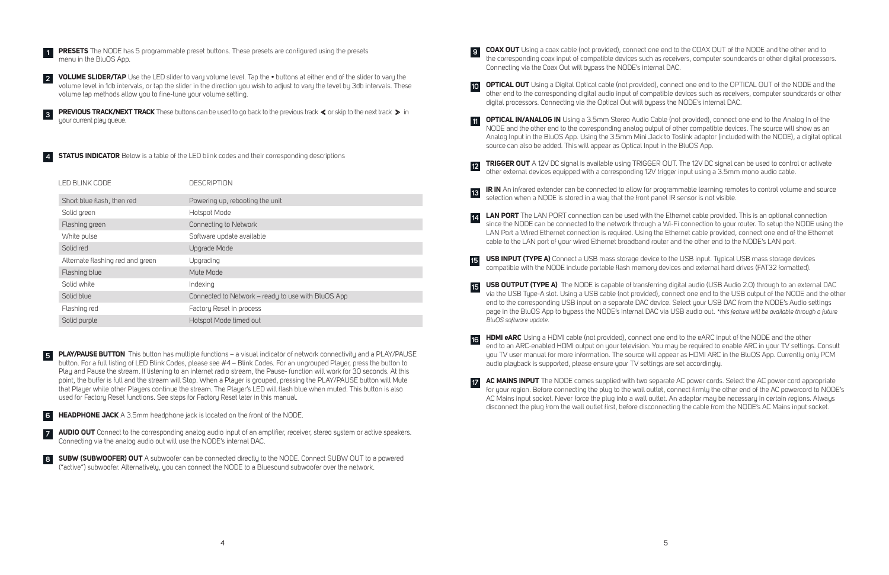1 **PRESETS** The NODE has 5 programmable preset buttons. These presets are configured using the presets menu in the BluOS App.

2 **VOLUME SLIDER/TAP** Use the LED slider to vary volume level. Tap the • buttons at either end of the slider to vary the volume level in 1db intervals, or tap the slider in the direction you wish to adjust to vary the level by 3db intervals. These volume tap methods allow you to fine-tune your volume setting.

3 **PREVIOUS TRACK/NEXT TRACK** These buttons can be used to go back to the previous track ❮ or skip to the next track ❯ in your current play queue.

4 **STATUS INDICATOR** Below is a table of the LED blink codes and their corresponding descriptions

| LED BLINK CODE | DESCRIPTION |
|---|---|
| Short blue flash, then red | Powering up, rebooting the unit |
| Solid green | Hotspot Mode |
| Flashing green | Connecting to Network |
| White pulse | Software update available |
| Solid red | Upgrade Mode |
| Alternate flashing red and green | Upgrading |
| Flashing blue | Mute Mode |
| Solid white | Indexing |
| Solid blue | Connected to Network – ready to use with BluOS App |
| Flashing red | Factory Reset in process |
| Solid purple | Hotspot Mode timed out |

5 **PLAY/PAUSE BUTTON** This button has multiple functions – a visual indicator of network connectivity and a PLAY/PAUSE button. For a full listing of LED Blink Codes, please see #4 – Blink Codes. For an ungrouped Player, press the button to Play and Pause the stream. If listening to an internet radio stream, the Pause- function will work for 30 seconds. At this point, the buffer is full and the stream will Stop. When a Player is grouped, pressing the PLAY/PAUSE button will Mute that Player while other Players continue the stream. The Player's LED will flash blue when muted. This button is also used for Factory Reset functions. See steps for Factory Reset later in this manual.

6 **HEADPHONE JACK** A 3.5mm headphone jack is located on the front of the NODE.

7 **AUDIO OUT** Connect to the corresponding analog audio input of an amplifier, receiver, stereo system or active speakers. Connecting via the analog audio out will use the NODE's internal DAC.

8 **SUBW (SUBWOOFER) OUT** A subwoofer can be connected directly to the NODE. Connect SUBW OUT to a powered ("active") subwoofer. Alternatively, you can connect the NODE to a Bluesound subwoofer over the network.

9 **COAX OUT** Using a coax cable (not provided), connect one end to the COAX OUT of the NODE and the other end to the corresponding coax input of compatible devices such as receivers, computer soundcards or other digital processors. Connecting via the Coax Out will bypass the NODE's internal DAC.

10 **OPTICAL OUT** Using a Digital Optical cable (not provided), connect one end to the OPTICAL OUT of the NODE and the other end to the corresponding digital audio input of compatible devices such as receivers, computer soundcards or other digital processors. Connecting via the Optical Out will bypass the NODE's internal DAC.

11 **OPTICAL IN/ANALOG IN** Using a 3.5mm Stereo Audio Cable (not provided), connect one end to the Analog In of the NODE and the other end to the corresponding analog output of other compatible devices. The source will show as an Analog Input in the BluOS App. Using the 3.5mm Mini Jack to Toslink adaptor (included with the NODE), a digital optical source can also be added. This will appear as Optical Input in the BluOS App.

12 **TRIGGER OUT** A 12V DC signal is available using TRIGGER OUT. The 12V DC signal can be used to control or activate other external devices equipped with a corresponding 12V trigger input using a 3.5mm mono audio cable.

13 **IR IN** An infrared extender can be connected to allow for programmable learning remotes to control volume and source selection when a NODE is stored in a way that the front panel IR sensor is not visible.

14 **LAN PORT** The LAN PORT connection can be used with the Ethernet cable provided. This is an optional connection since the NODE can be connected to the network through a Wi-Fi connection to your router. To setup the NODE using the LAN Port a Wired Ethernet connection is required. Using the Ethernet cable provided, connect one end of the Ethernet cable to the LAN port of your wired Ethernet broadband router and the other end to the NODE's LAN port.

15 **USB INPUT (TYPE A)** Connect a USB mass storage device to the USB input. Typical USB mass storage devices compatible with the NODE include portable flash memory devices and external hard drives (FAT32 formatted).

15 **USB OUTPUT (TYPE A)** The NODE is capable of transferring digital audio (USB Audio 2.0) through to an external DAC via the USB Type-A slot. Using a USB cable (not provided), connect one end to the USB output of the NODE and the other end to the corresponding USB input on a separate DAC device. Select your USB DAC from the NODE's Audio settings page in the BluOS App to bypass the NODE's internal DAC via USB audio out. *\*this feature will be available through a future BluOS software update.*

16 **HDMI eARC** Using a HDMI cable (not provided), connect one end to the eARC input of the NODE and the other end to an ARC-enabled HDMI output on your television. You may be required to enable ARC in your TV settings. Consult you TV user manual for more information. The source will appear as HDMI ARC in the BluOS App. Currently only PCM audio playback is supported, please ensure your TV settings are set accordingly.

17 **AC MAINS INPUT** The NODE comes supplied with two separate AC power cords. Select the AC power cord appropriate for your region. Before connecting the plug to the wall outlet, connect firmly the other end of the AC powercord to NODE's AC Mains input socket. Never force the plug into a wall outlet. An adaptor may be necessary in certain regions. Always disconnect the plug from the wall outlet first, before disconnecting the cable from the NODE's AC Mains input socket.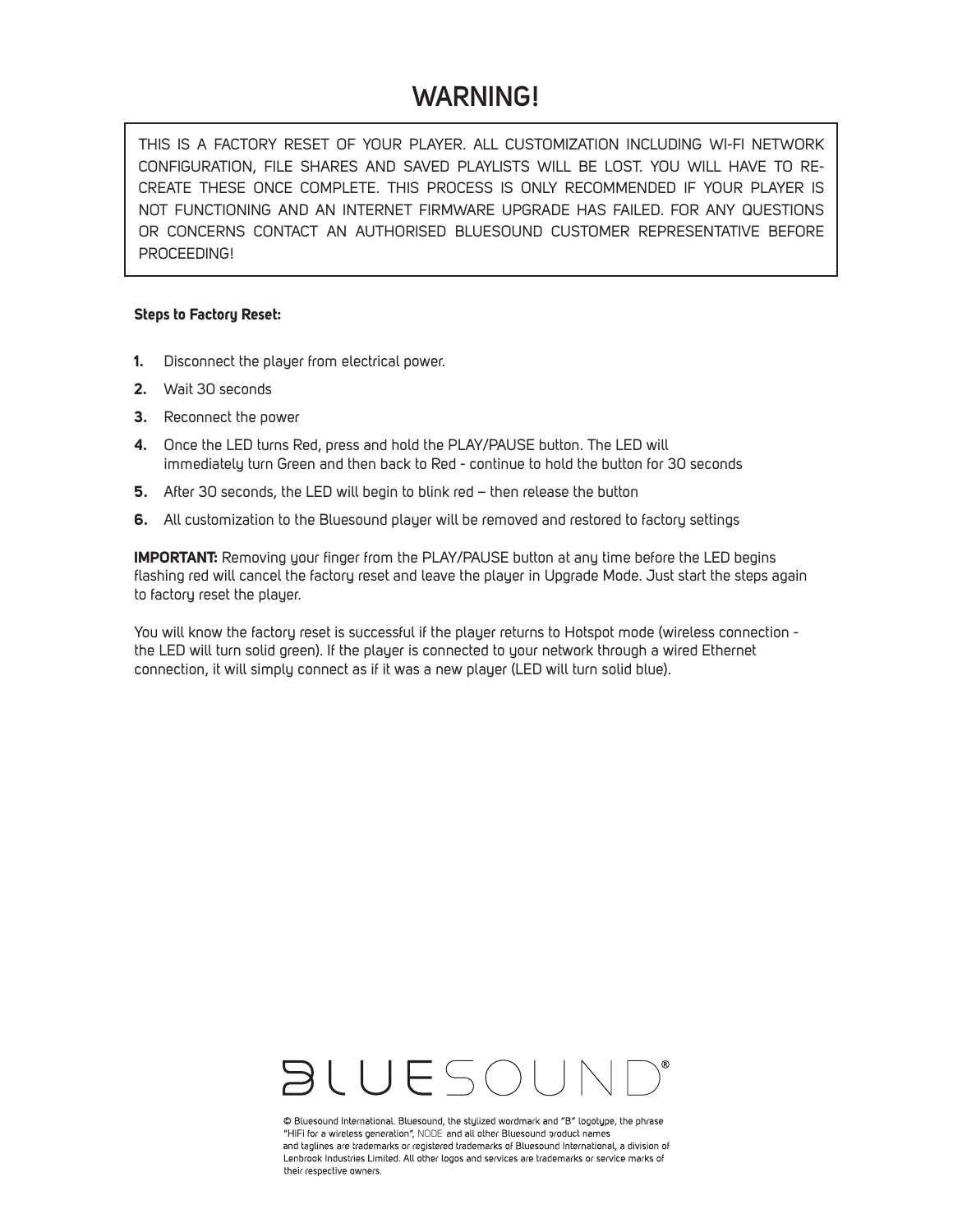# WARNING!

THIS IS A FACTORY RESET OF YOUR PLAYER. ALL CUSTOMIZATION INCLUDING WI-FI NETWORK CONFIGURATION, FILE SHARES AND SAVED PLAYLISTS WILL BE LOST. YOU WILL HAVE TO RE-CREATE THESE ONCE COMPLETE. THIS PROCESS IS ONLY RECOMMENDED IF YOUR PLAYER IS NOT FUNCTIONING AND AN INTERNET FIRMWARE UPGRADE HAS FAILED. FOR ANY QUESTIONS OR CONCERNS CONTACT AN AUTHORISED BLUESOUND CUSTOMER REPRESENTATIVE BEFORE PROCEEDING!

**Steps to Factory Reset:**

1. Disconnect the player from electrical power.
2. Wait 30 seconds
3. Reconnect the power
4. Once the LED turns Red, press and hold the PLAY/PAUSE button. The LED will immediately turn Green and then back to Red - continue to hold the button for 30 seconds
5. After 30 seconds, the LED will begin to blink red – then release the button
6. All customization to the Bluesound player will be removed and restored to factory settings

**IMPORTANT:** Removing your finger from the PLAY/PAUSE button at any time before the LED begins flashing red will cancel the factory reset and leave the player in Upgrade Mode. Just start the steps again to factory reset the player.

You will know the factory reset is successful if the player returns to Hotspot mode (wireless connection - the LED will turn solid green). If the player is connected to your network through a wired Ethernet connection, it will simply connect as if it was a new player (LED will turn solid blue).

BLUESOUND®

© Bluesound International. Bluesound, the stylized wordmark and "B" logotype, the phrase "HiFi for a wireless generation", NODE and all other Bluesound product names and taglines are trademarks or registered trademarks of Bluesound International, a division of Lenbrook Industries Limited. All other logos and services are trademarks or service marks of their respective owners.